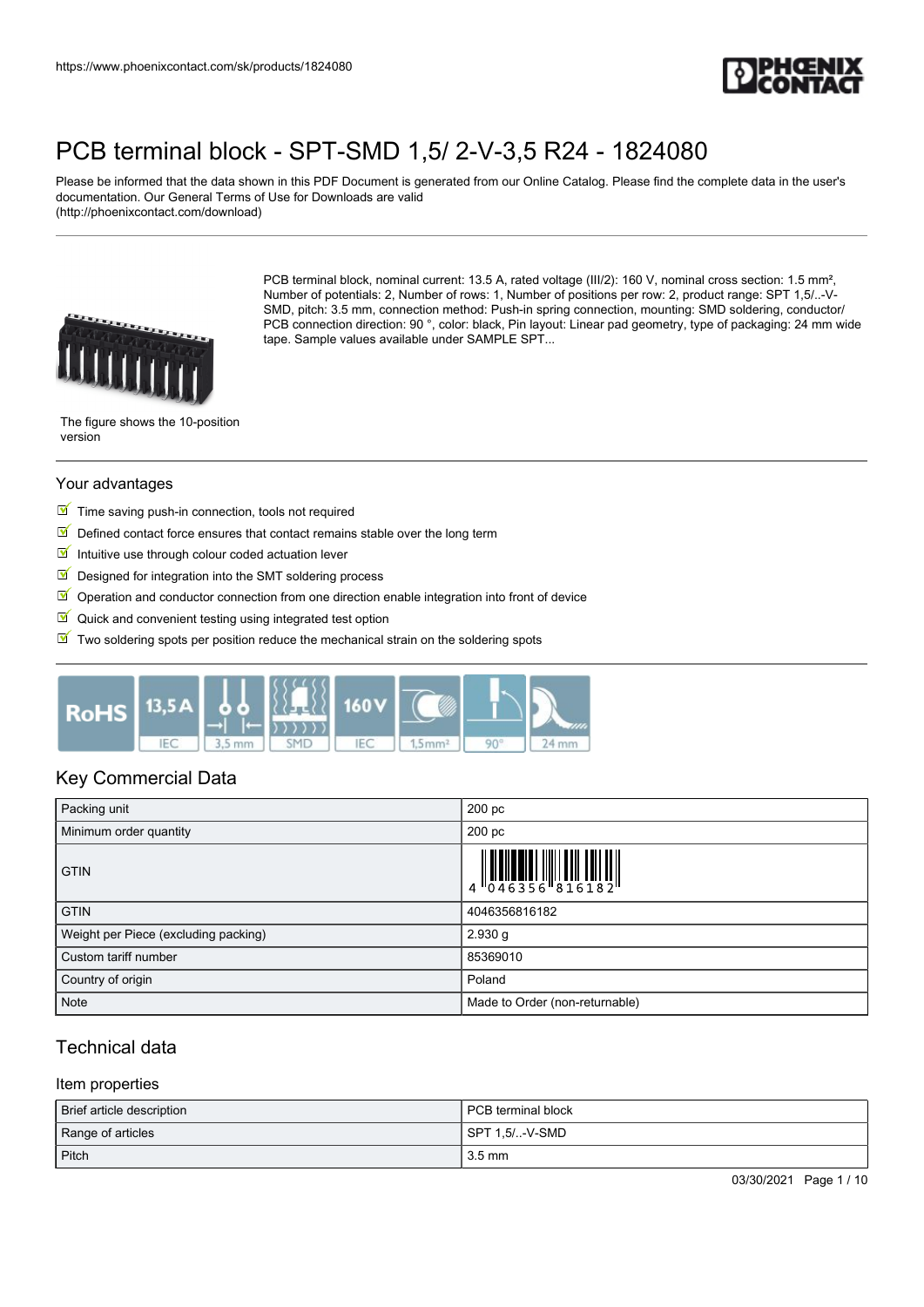https://www.phoenixcontact.com/sk/products/1824080

# PCB terminal block - SPT-SMD 1,5/ 2-V-3,5 R24 - 1824080

Please be informed that the data shown in this PDF Document is generated from our Online Catalog. Please find the complete data in the user's documentation. Our General Terms of Use for Downloads are valid (http://phoenixcontact.com/download)

PCB terminal block, nominal current: 13.5 A, rated voltage (III/2): 160 V, nominal cross section: 1.5 mm², Number of potentials: 2, Number of rows: 1, Number of positions per row: 2, product range: SPT 1,5/..-V-SMD, pitch: 3.5 mm, connection method: Push-in spring connection, mounting: SMD soldering, conductor/PCB connection direction: 90 °, color: black, Pin layout: Linear pad geometry, type of packaging: 24 mm wide tape. Sample values available under SAMPLE SPT...

The figure shows the 10-position version

## Your advantages

- Time saving push-in connection, tools not required
- Defined contact force ensures that contact remains stable over the long term
- Intuitive use through colour coded actuation lever
- Designed for integration into the SMT soldering process
- Operation and conductor connection from one direction enable integration into front of device
- Quick and convenient testing using integrated test option
- Two soldering spots per position reduce the mechanical strain on the soldering spots

RoHS | 13,5 A IEC | 3,5 mm | SMD | 160 V IEC | 1,5mm² | 90° | 24 mm

## Key Commercial Data

| | |
|---|---|
| Packing unit | 200 pc |
| Minimum order quantity | 200 pc |
| GTIN | 4 046356 816182 |
| GTIN | 4046356816182 |
| Weight per Piece (excluding packing) | 2.930 g |
| Custom tariff number | 85369010 |
| Country of origin | Poland |
| Note | Made to Order (non-returnable) |

## Technical data

### Item properties

| | |
|---|---|
| Brief article description | PCB terminal block |
| Range of articles | SPT 1,5/..-V-SMD |
| Pitch | 3.5 mm |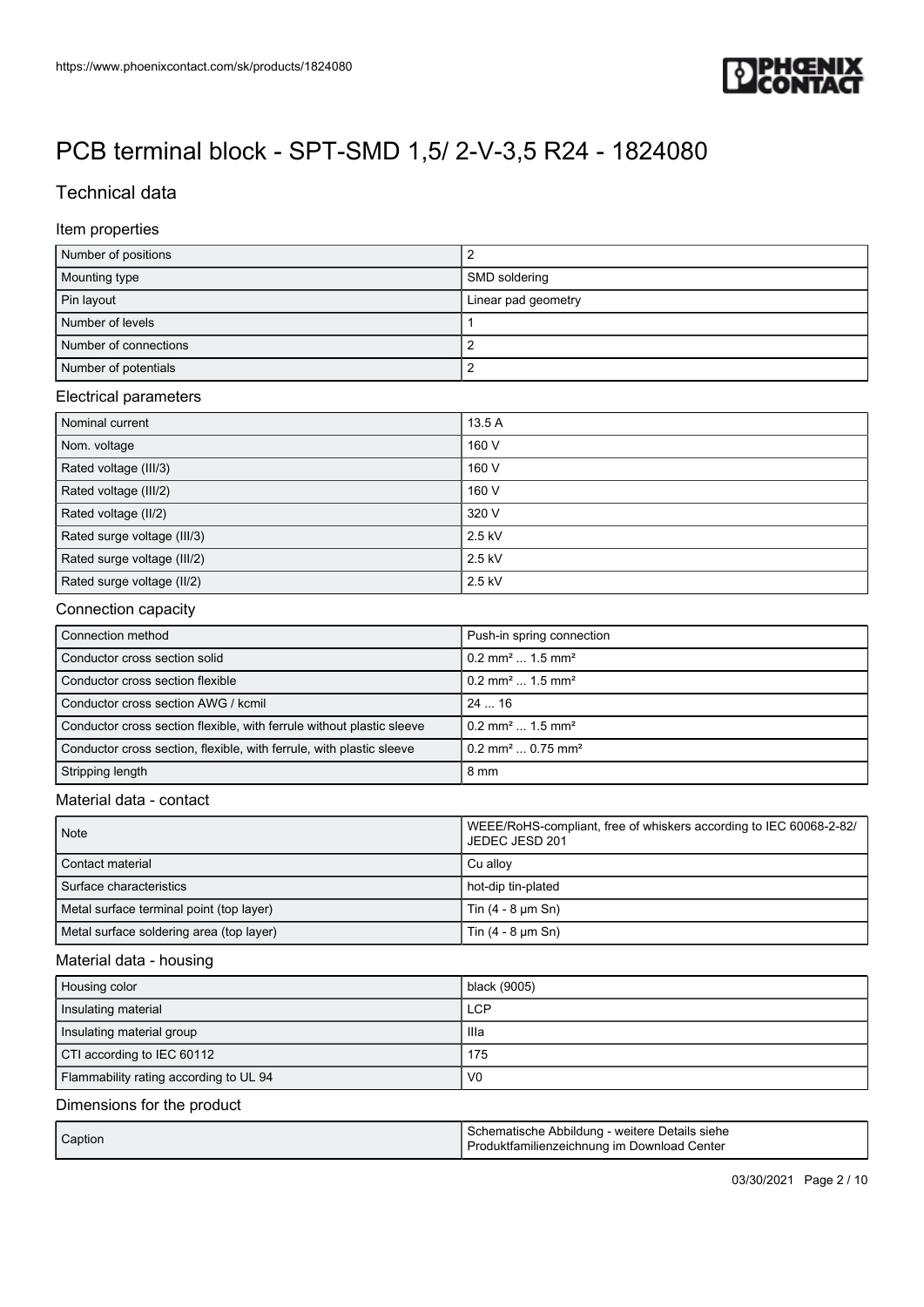# PCB terminal block - SPT-SMD 1,5/ 2-V-3,5 R24 - 1824080

## Technical data

### Item properties

| | |
|---|---|
| Number of positions | 2 |
| Mounting type | SMD soldering |
| Pin layout | Linear pad geometry |
| Number of levels | 1 |
| Number of connections | 2 |
| Number of potentials | 2 |

### Electrical parameters

| | |
|---|---|
| Nominal current | 13.5 A |
| Nom. voltage | 160 V |
| Rated voltage (III/3) | 160 V |
| Rated voltage (III/2) | 160 V |
| Rated voltage (II/2) | 320 V |
| Rated surge voltage (III/3) | 2.5 kV |
| Rated surge voltage (III/2) | 2.5 kV |
| Rated surge voltage (II/2) | 2.5 kV |

### Connection capacity

| | |
|---|---|
| Connection method | Push-in spring connection |
| Conductor cross section solid | 0.2 mm² ... 1.5 mm² |
| Conductor cross section flexible | 0.2 mm² ... 1.5 mm² |
| Conductor cross section AWG / kcmil | 24 ... 16 |
| Conductor cross section flexible, with ferrule without plastic sleeve | 0.2 mm² ... 1.5 mm² |
| Conductor cross section, flexible, with ferrule, with plastic sleeve | 0.2 mm² ... 0.75 mm² |
| Stripping length | 8 mm |

### Material data - contact

| | |
|---|---|
| Note | WEEE/RoHS-compliant, free of whiskers according to IEC 60068-2-82/ JEDEC JESD 201 |
| Contact material | Cu alloy |
| Surface characteristics | hot-dip tin-plated |
| Metal surface terminal point (top layer) | Tin (4 - 8 µm Sn) |
| Metal surface soldering area (top layer) | Tin (4 - 8 µm Sn) |

### Material data - housing

| | |
|---|---|
| Housing color | black (9005) |
| Insulating material | LCP |
| Insulating material group | IIIa |
| CTI according to IEC 60112 | 175 |
| Flammability rating according to UL 94 | V0 |

### Dimensions for the product

| | |
|---|---|
| Caption | Schematische Abbildung - weitere Details siehe Produktfamilienzeichnung im Download Center |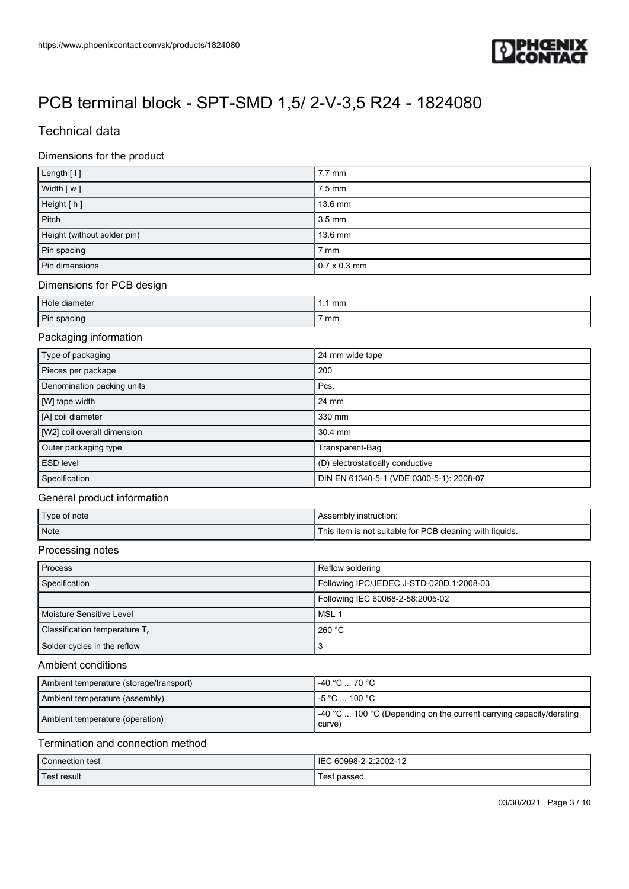# PCB terminal block - SPT-SMD 1,5/ 2-V-3,5 R24 - 1824080

## Technical data

### Dimensions for the product

| | |
|---|---|
| Length [ l ] | 7.7 mm |
| Width [ w ] | 7.5 mm |
| Height [ h ] | 13.6 mm |
| Pitch | 3.5 mm |
| Height (without solder pin) | 13.6 mm |
| Pin spacing | 7 mm |
| Pin dimensions | 0.7 x 0.3 mm |

### Dimensions for PCB design

| | |
|---|---|
| Hole diameter | 1.1 mm |
| Pin spacing | 7 mm |

### Packaging information

| | |
|---|---|
| Type of packaging | 24 mm wide tape |
| Pieces per package | 200 |
| Denomination packing units | Pcs. |
| [W] tape width | 24 mm |
| [A] coil diameter | 330 mm |
| [W2] coil overall dimension | 30.4 mm |
| Outer packaging type | Transparent-Bag |
| ESD level | (D) electrostatically conductive |
| Specification | DIN EN 61340-5-1 (VDE 0300-5-1): 2008-07 |

### General product information

| | |
|---|---|
| Type of note | Assembly instruction: |
| Note | This item is not suitable for PCB cleaning with liquids. |

### Processing notes

| | |
|---|---|
| Process | Reflow soldering |
| Specification | Following IPC/JEDEC J-STD-020D.1:2008-03 |
| | Following IEC 60068-2-58:2005-02 |
| Moisture Sensitive Level | MSL 1 |
| Classification temperature $T_c$ | 260 °C |
| Solder cycles in the reflow | 3 |

### Ambient conditions

| | |
|---|---|
| Ambient temperature (storage/transport) | -40 °C ... 70 °C |
| Ambient temperature (assembly) | -5 °C ... 100 °C |
| Ambient temperature (operation) | -40 °C ... 100 °C (Depending on the current carrying capacity/derating curve) |

### Termination and connection method

| | |
|---|---|
| Connection test | IEC 60998-2-2:2002-12 |
| Test result | Test passed |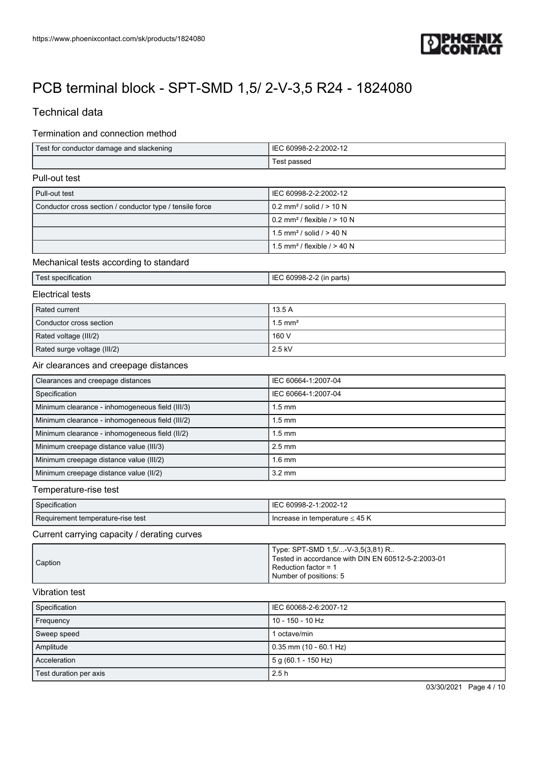# PCB terminal block - SPT-SMD 1,5/ 2-V-3,5 R24 - 1824080

## Technical data

### Termination and connection method

| Test for conductor damage and slackening | IEC 60998-2-2:2002-12 |
|---|---|
| | Test passed |

### Pull-out test

| Pull-out test | IEC 60998-2-2:2002-12 |
|---|---|
| Conductor cross section / conductor type / tensile force | 0.2 mm² / solid / > 10 N |
| | 0.2 mm² / flexible / > 10 N |
| | 1.5 mm² / solid / > 40 N |
| | 1.5 mm² / flexible / > 40 N |

### Mechanical tests according to standard

| Test specification | IEC 60998-2-2 (in parts) |
|---|---|

### Electrical tests

| Rated current | 13.5 A |
|---|---|
| Conductor cross section | 1.5 mm² |
| Rated voltage (III/2) | 160 V |
| Rated surge voltage (III/2) | 2.5 kV |

### Air clearances and creepage distances

| Clearances and creepage distances | IEC 60664-1:2007-04 |
|---|---|
| Specification | IEC 60664-1:2007-04 |
| Minimum clearance - inhomogeneous field (III/3) | 1.5 mm |
| Minimum clearance - inhomogeneous field (III/2) | 1.5 mm |
| Minimum clearance - inhomogeneous field (II/2) | 1.5 mm |
| Minimum creepage distance value (III/3) | 2.5 mm |
| Minimum creepage distance value (III/2) | 1.6 mm |
| Minimum creepage distance value (II/2) | 3.2 mm |

### Temperature-rise test

| Specification | IEC 60998-2-1:2002-12 |
|---|---|
| Requirement temperature-rise test | Increase in temperature ≤ 45 K |

### Current carrying capacity / derating curves

| Caption | Type: SPT-SMD 1,5/...-V-3,5(3,81) R..<br>Tested in accordance with DIN EN 60512-5-2:2003-01<br>Reduction factor = 1<br>Number of positions: 5 |
|---|---|

### Vibration test

| Specification | IEC 60068-2-6:2007-12 |
|---|---|
| Frequency | 10 - 150 - 10 Hz |
| Sweep speed | 1 octave/min |
| Amplitude | 0.35 mm (10 - 60.1 Hz) |
| Acceleration | 5 g (60.1 - 150 Hz) |
| Test duration per axis | 2.5 h |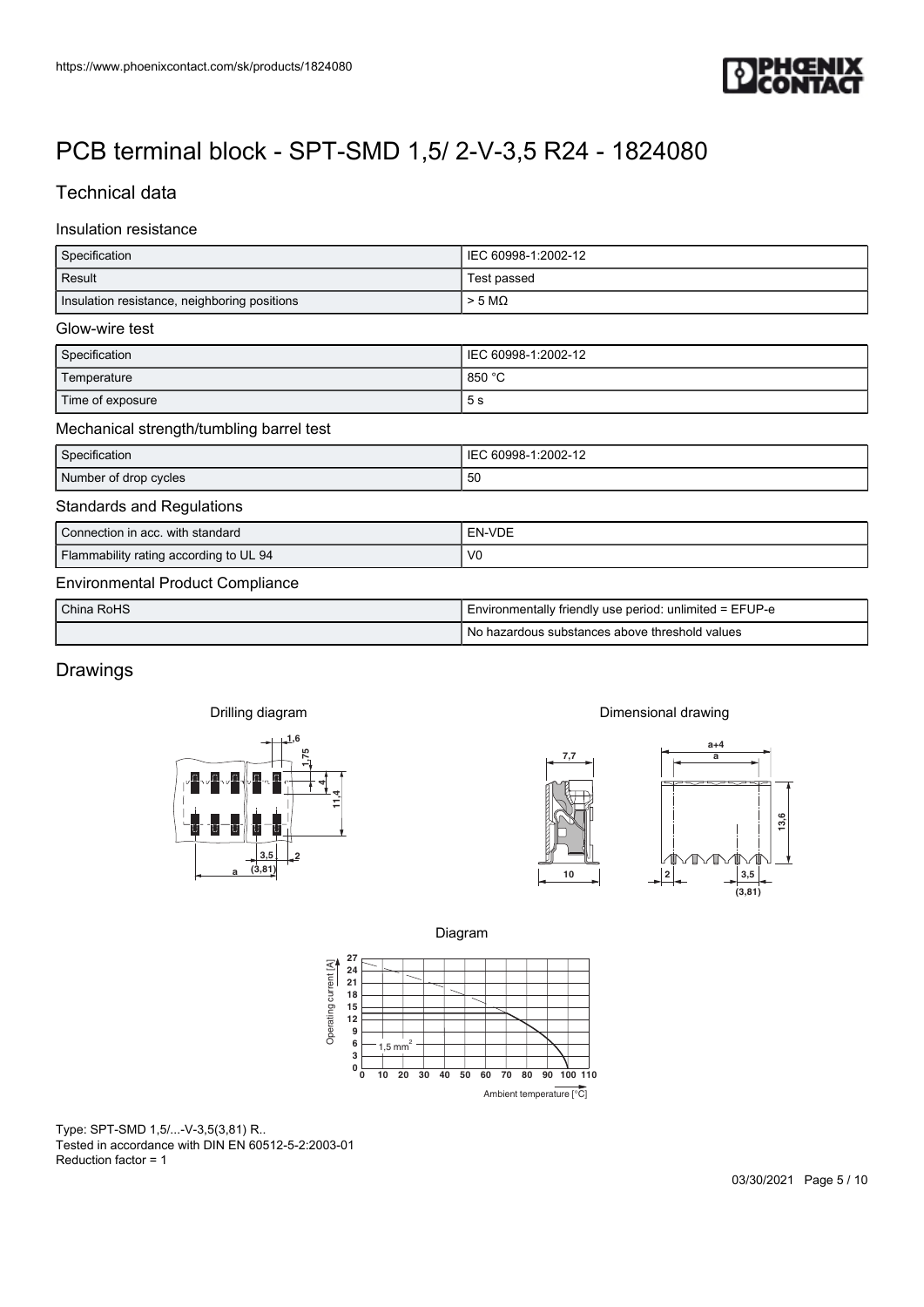# PCB terminal block - SPT-SMD 1,5/ 2-V-3,5 R24 - 1824080

## Technical data

### Insulation resistance

| Specification | IEC 60998-1:2002-12 |
| --- | --- |
| Result | Test passed |
| Insulation resistance, neighboring positions | > 5 MΩ |

### Glow-wire test

| Specification | IEC 60998-1:2002-12 |
| --- | --- |
| Temperature | 850 °C |
| Time of exposure | 5 s |

### Mechanical strength/tumbling barrel test

| Specification | IEC 60998-1:2002-12 |
| --- | --- |
| Number of drop cycles | 50 |

### Standards and Regulations

| Connection in acc. with standard | EN-VDE |
| --- | --- |
| Flammability rating according to UL 94 | V0 |

### Environmental Product Compliance

| China RoHS | Environmentally friendly use period: unlimited = EFUP-e |
| --- | --- |
| | No hazardous substances above threshold values |

## Drawings

Drilling diagram

Dimensional drawing

Diagram

Type: SPT-SMD 1,5/...-V-3,5(3,81) R..
Tested in accordance with DIN EN 60512-5-2:2003-01
Reduction factor = 1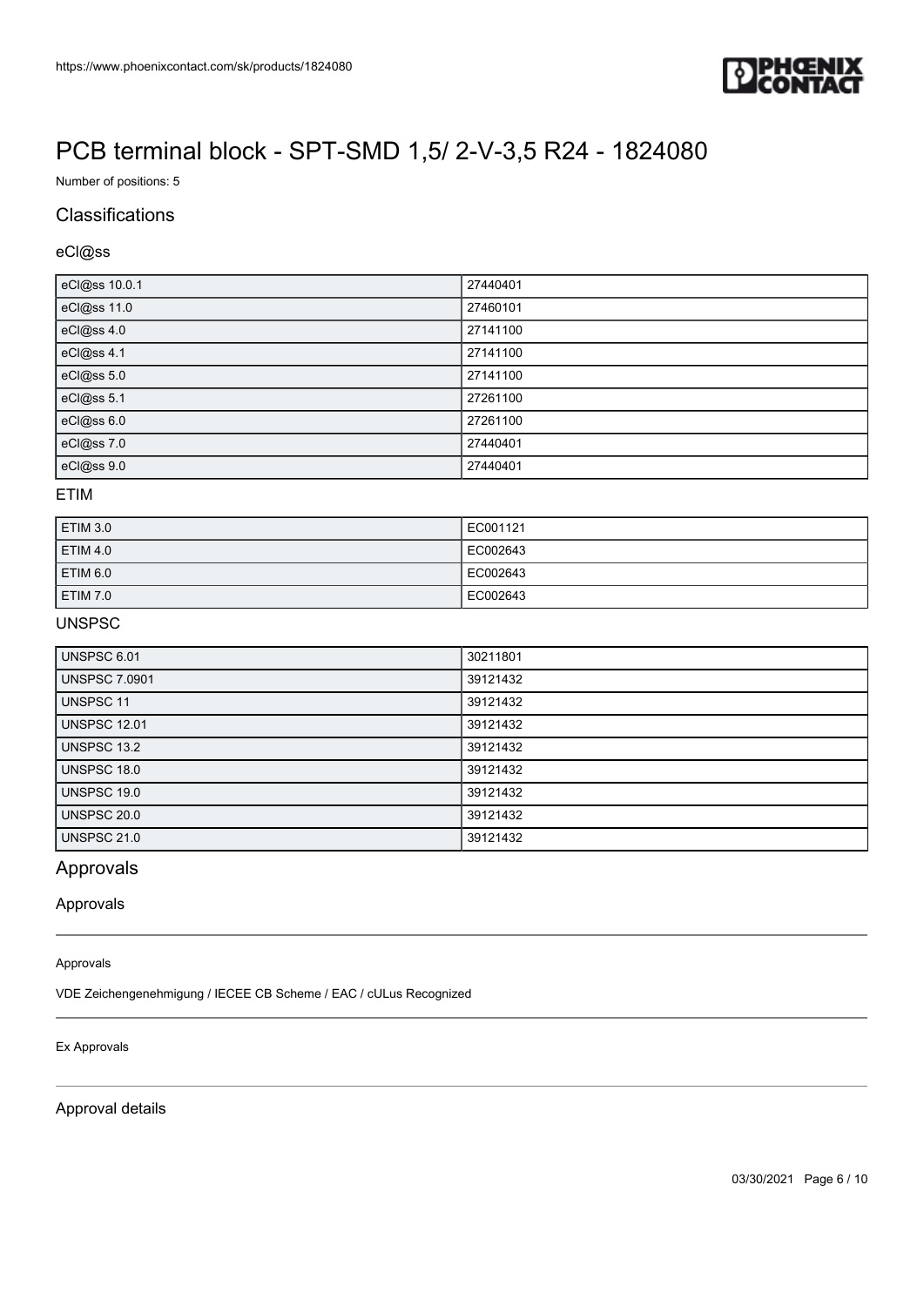# PCB terminal block - SPT-SMD 1,5/ 2-V-3,5 R24 - 1824080

Number of positions: 5

## Classifications

### eCl@ss

| | |
|---|---|
| eCl@ss 10.0.1 | 27440401 |
| eCl@ss 11.0 | 27460101 |
| eCl@ss 4.0 | 27141100 |
| eCl@ss 4.1 | 27141100 |
| eCl@ss 5.0 | 27141100 |
| eCl@ss 5.1 | 27261100 |
| eCl@ss 6.0 | 27261100 |
| eCl@ss 7.0 | 27440401 |
| eCl@ss 9.0 | 27440401 |

### ETIM

| | |
|---|---|
| ETIM 3.0 | EC001121 |
| ETIM 4.0 | EC002643 |
| ETIM 6.0 | EC002643 |
| ETIM 7.0 | EC002643 |

### UNSPSC

| | |
|---|---|
| UNSPSC 6.01 | 30211801 |
| UNSPSC 7.0901 | 39121432 |
| UNSPSC 11 | 39121432 |
| UNSPSC 12.01 | 39121432 |
| UNSPSC 13.2 | 39121432 |
| UNSPSC 18.0 | 39121432 |
| UNSPSC 19.0 | 39121432 |
| UNSPSC 20.0 | 39121432 |
| UNSPSC 21.0 | 39121432 |

## Approvals

### Approvals

Approvals

VDE Zeichengenehmigung / IECEE CB Scheme / EAC / cULus Recognized

Ex Approvals

### Approval details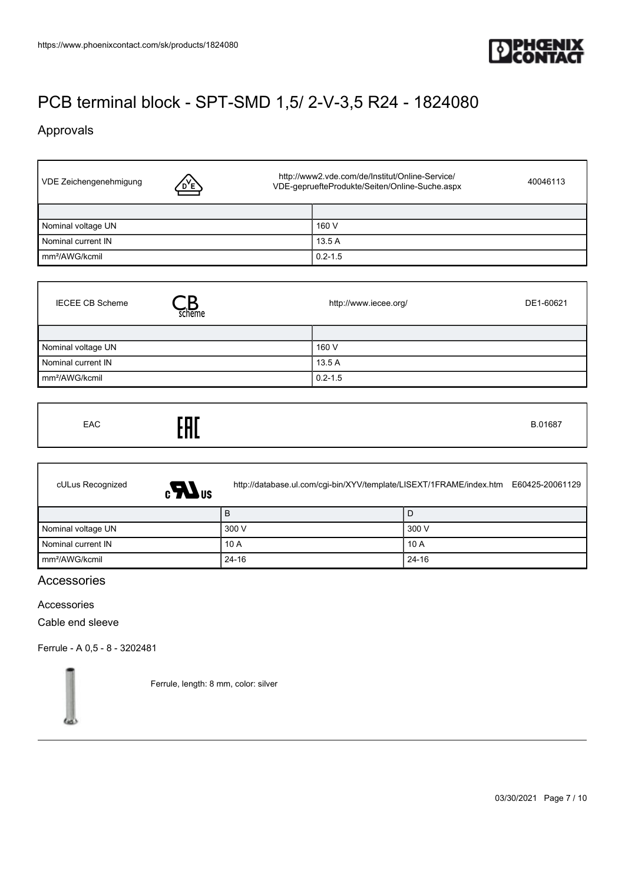# PCB terminal block - SPT-SMD 1,5/ 2-V-3,5 R24 - 1824080

## Approvals

| VDE Zeichengenehmigung | http://www2.vde.com/de/Institut/Online-Service/VDE-gepruefteProdukte/Seiten/Online-Suche.aspx 40046113 |
|---|---|
| | |
| Nominal voltage UN | 160 V |
| Nominal current IN | 13.5 A |
| mm²/AWG/kcmil | 0.2-1.5 |

| IECEE CB Scheme | http://www.iecee.org/ DE1-60621 |
|---|---|
| | |
| Nominal voltage UN | 160 V |
| Nominal current IN | 13.5 A |
| mm²/AWG/kcmil | 0.2-1.5 |

EAC B.01687

cULus Recognized http://database.ul.com/cgi-bin/XYV/template/LISEXT/1FRAME/index.htm E60425-20061129

| | B | D |
|---|---|---|
| Nominal voltage UN | 300 V | 300 V |
| Nominal current IN | 10 A | 10 A |
| mm²/AWG/kcmil | 24-16 | 24-16 |

## Accessories

Accessories

Cable end sleeve

Ferrule - A 0,5 - 8 - 3202481

Ferrule, length: 8 mm, color: silver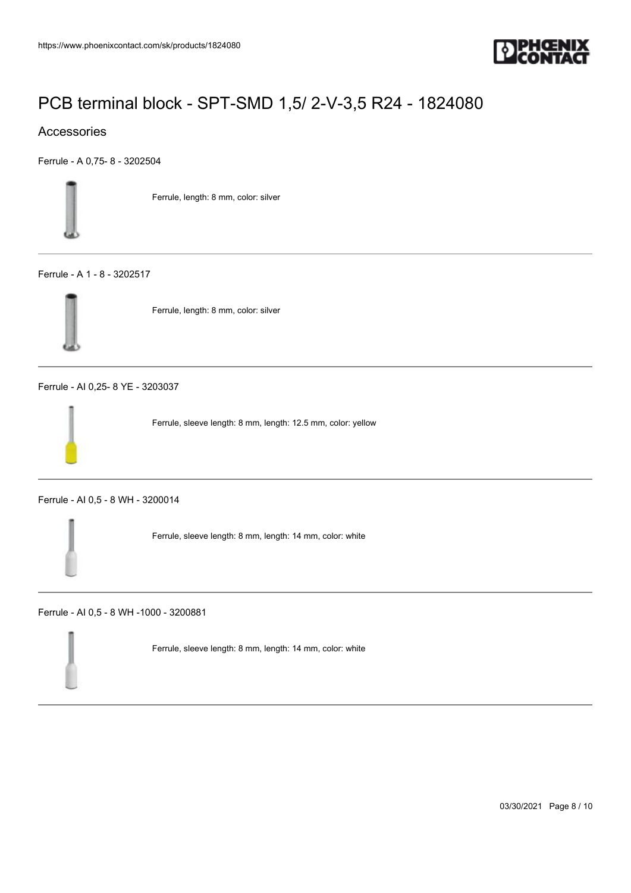# PCB terminal block - SPT-SMD 1,5/ 2-V-3,5 R24 - 1824080

## Accessories

Ferrule - A 0,75- 8 - 3202504

Ferrule, length: 8 mm, color: silver

---

Ferrule - A 1 - 8 - 3202517

Ferrule, length: 8 mm, color: silver

---

Ferrule - AI 0,25- 8 YE - 3203037

Ferrule, sleeve length: 8 mm, length: 12.5 mm, color: yellow

---

Ferrule - AI 0,5 - 8 WH - 3200014

Ferrule, sleeve length: 8 mm, length: 14 mm, color: white

---

Ferrule - AI 0,5 - 8 WH -1000 - 3200881

Ferrule, sleeve length: 8 mm, length: 14 mm, color: white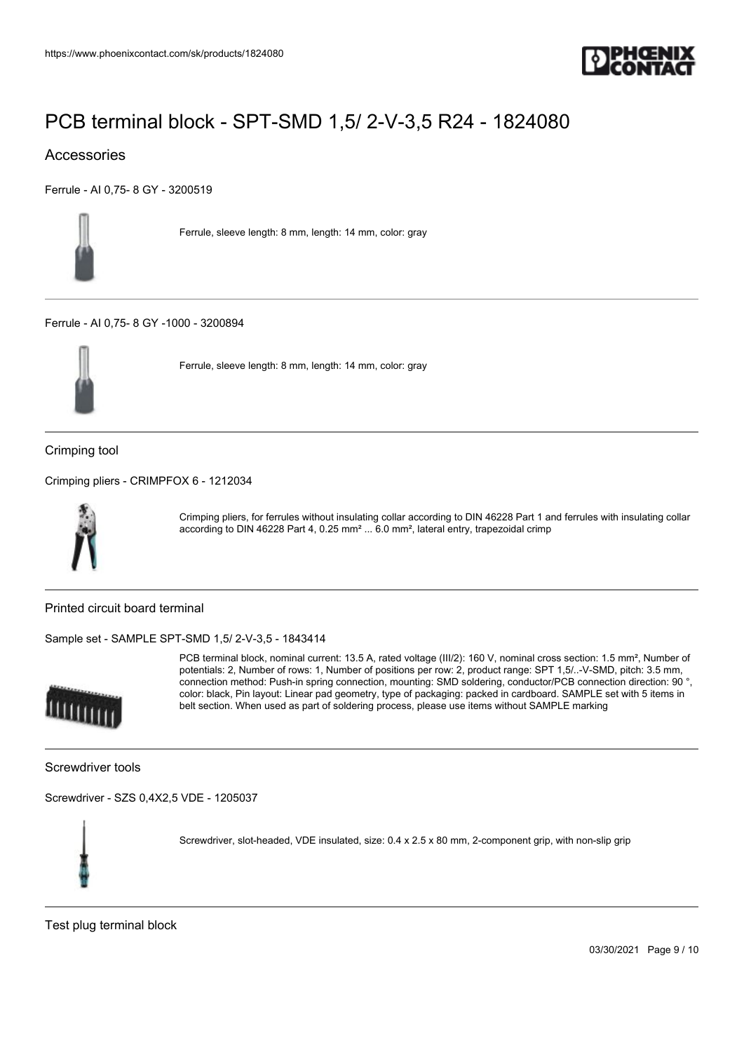# PCB terminal block - SPT-SMD 1,5/ 2-V-3,5 R24 - 1824080

## Accessories

Ferrule - AI 0,75- 8 GY - 3200519

Ferrule, sleeve length: 8 mm, length: 14 mm, color: gray

---

Ferrule - AI 0,75- 8 GY -1000 - 3200894

Ferrule, sleeve length: 8 mm, length: 14 mm, color: gray

---

### Crimping tool

Crimping pliers - CRIMPFOX 6 - 1212034

Crimping pliers, for ferrules without insulating collar according to DIN 46228 Part 1 and ferrules with insulating collar according to DIN 46228 Part 4, 0.25 mm² ... 6.0 mm², lateral entry, trapezoidal crimp

---

### Printed circuit board terminal

Sample set - SAMPLE SPT-SMD 1,5/ 2-V-3,5 - 1843414

PCB terminal block, nominal current: 13.5 A, rated voltage (III/2): 160 V, nominal cross section: 1.5 mm², Number of potentials: 2, Number of rows: 1, Number of positions per row: 2, product range: SPT 1,5/..-V-SMD, pitch: 3.5 mm, connection method: Push-in spring connection, mounting: SMD soldering, conductor/PCB connection direction: 90 °, color: black, Pin layout: Linear pad geometry, type of packaging: packed in cardboard. SAMPLE set with 5 items in belt section. When used as part of soldering process, please use items without SAMPLE marking

---

### Screwdriver tools

Screwdriver - SZS 0,4X2,5 VDE - 1205037

Screwdriver, slot-headed, VDE insulated, size: 0.4 x 2.5 x 80 mm, 2-component grip, with non-slip grip

---

### Test plug terminal block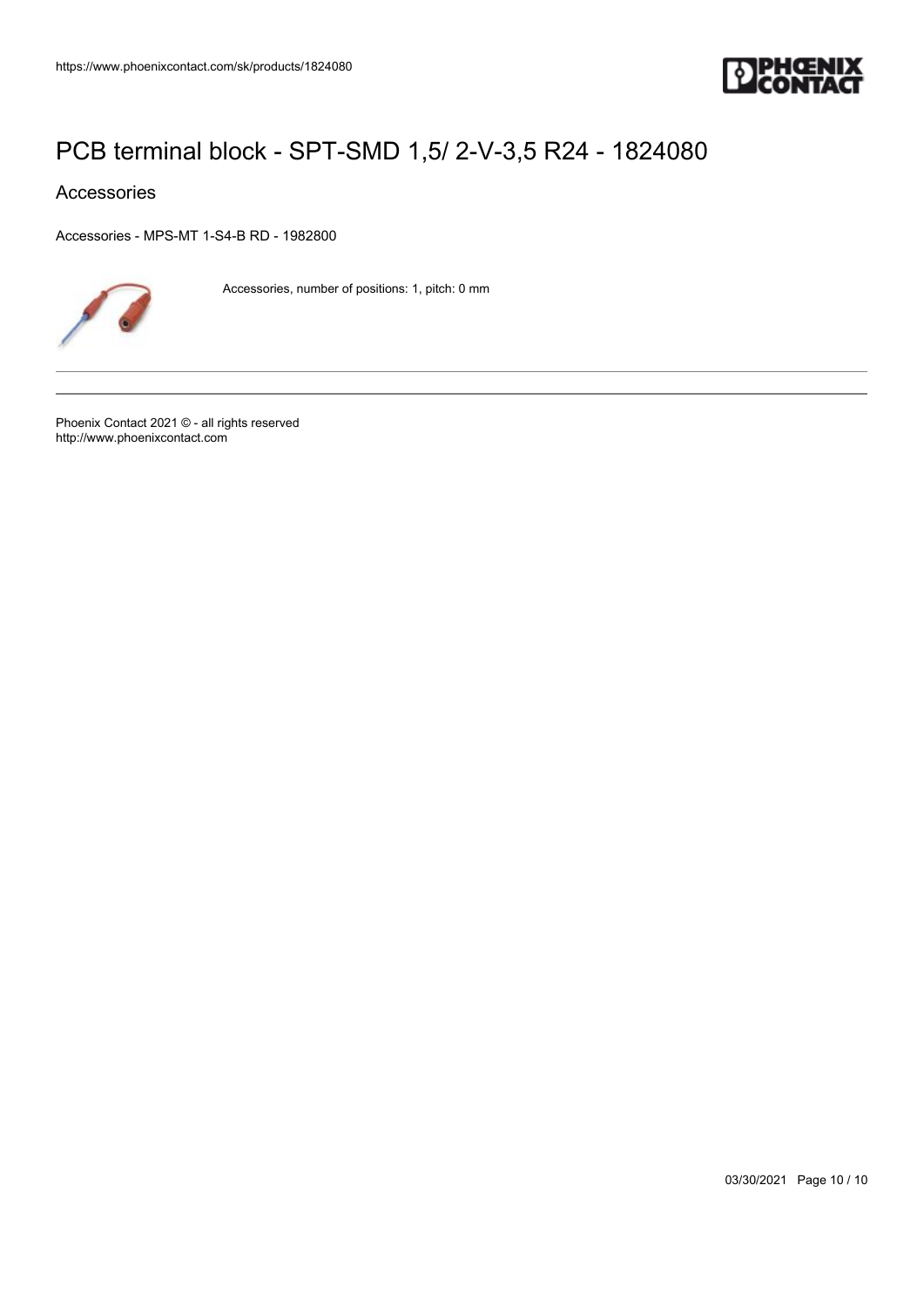# PCB terminal block - SPT-SMD 1,5/ 2-V-3,5 R24 - 1824080

## Accessories

Accessories - MPS-MT 1-S4-B RD - 1982800

Accessories, number of positions: 1, pitch: 0 mm

Phoenix Contact 2021 © - all rights reserved
http://www.phoenixcontact.com